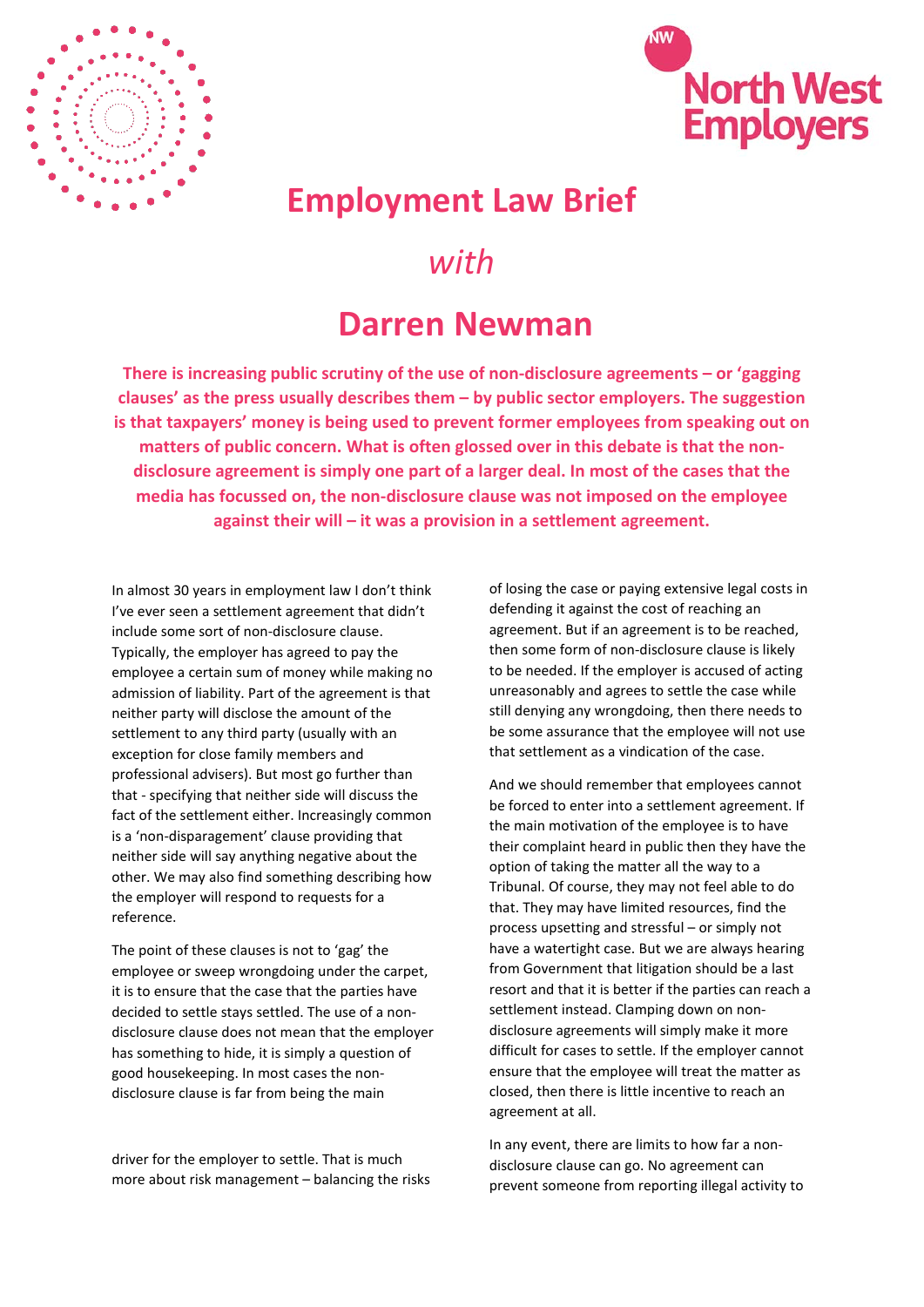North West Employers

# Employment Law Brief

*with*

# Darren Newman

**There is increasing public scrutiny of the use of non-disclosure agreements – or 'gagging clauses' as the press usually describes them – by public sector employers. The suggestion is that taxpayers' money is being used to prevent former employees from speaking out on matters of public concern. What is often glossed over in this debate is that the non-disclosure agreement is simply one part of a larger deal. In most of the cases that the media has focussed on, the non-disclosure clause was not imposed on the employee against their will – it was a provision in a settlement agreement.**

In almost 30 years in employment law I don't think I've ever seen a settlement agreement that didn't include some sort of non-disclosure clause. Typically, the employer has agreed to pay the employee a certain sum of money while making no admission of liability. Part of the agreement is that neither party will disclose the amount of the settlement to any third party (usually with an exception for close family members and professional advisers). But most go further than that - specifying that neither side will discuss the fact of the settlement either. Increasingly common is a 'non-disparagement' clause providing that neither side will say anything negative about the other. We may also find something describing how the employer will respond to requests for a reference.

The point of these clauses is not to 'gag' the employee or sweep wrongdoing under the carpet, it is to ensure that the case that the parties have decided to settle stays settled. The use of a non-disclosure clause does not mean that the employer has something to hide, it is simply a question of good housekeeping. In most cases the non-disclosure clause is far from being the main driver for the employer to settle. That is much more about risk management – balancing the risks of losing the case or paying extensive legal costs in defending it against the cost of reaching an agreement. But if an agreement is to be reached, then some form of non-disclosure clause is likely to be needed. If the employer is accused of acting unreasonably and agrees to settle the case while still denying any wrongdoing, then there needs to be some assurance that the employee will not use that settlement as a vindication of the case.

And we should remember that employees cannot be forced to enter into a settlement agreement. If the main motivation of the employee is to have their complaint heard in public then they have the option of taking the matter all the way to a Tribunal. Of course, they may not feel able to do that. They may have limited resources, find the process upsetting and stressful – or simply not have a watertight case. But we are always hearing from Government that litigation should be a last resort and that it is better if the parties can reach a settlement instead. Clamping down on non-disclosure agreements will simply make it more difficult for cases to settle. If the employer cannot ensure that the employee will treat the matter as closed, then there is little incentive to reach an agreement at all.

In any event, there are limits to how far a non-disclosure clause can go. No agreement can prevent someone from reporting illegal activity to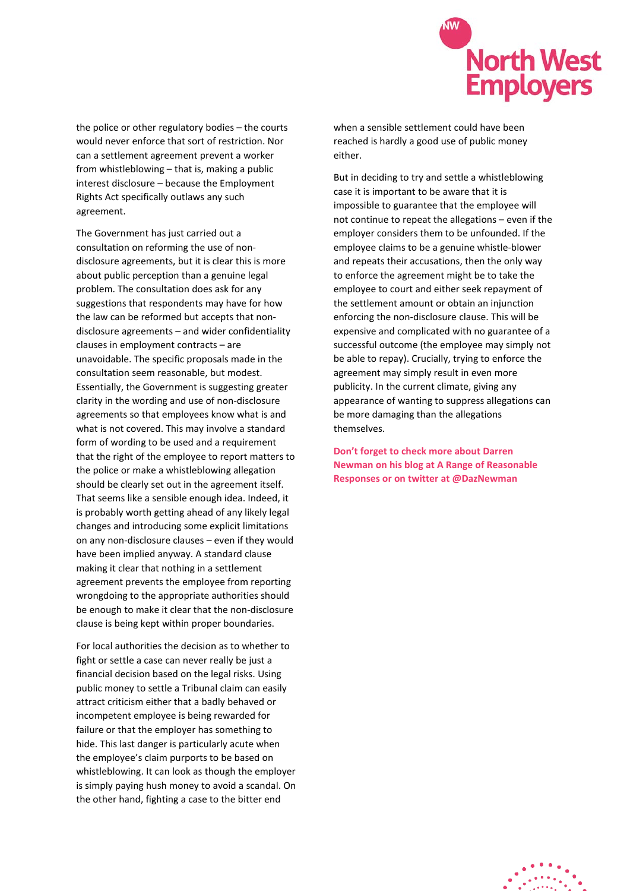the police or other regulatory bodies – the courts would never enforce that sort of restriction. Nor can a settlement agreement prevent a worker from whistleblowing – that is, making a public interest disclosure – because the Employment Rights Act specifically outlaws any such agreement.

The Government has just carried out a consultation on reforming the use of non-disclosure agreements, but it is clear this is more about public perception than a genuine legal problem. The consultation does ask for any suggestions that respondents may have for how the law can be reformed but accepts that non-disclosure agreements – and wider confidentiality clauses in employment contracts – are unavoidable. The specific proposals made in the consultation seem reasonable, but modest. Essentially, the Government is suggesting greater clarity in the wording and use of non-disclosure agreements so that employees know what is and what is not covered. This may involve a standard form of wording to be used and a requirement that the right of the employee to report matters to the police or make a whistleblowing allegation should be clearly set out in the agreement itself. That seems like a sensible enough idea. Indeed, it is probably worth getting ahead of any likely legal changes and introducing some explicit limitations on any non-disclosure clauses – even if they would have been implied anyway. A standard clause making it clear that nothing in a settlement agreement prevents the employee from reporting wrongdoing to the appropriate authorities should be enough to make it clear that the non-disclosure clause is being kept within proper boundaries.

For local authorities the decision as to whether to fight or settle a case can never really be just a financial decision based on the legal risks. Using public money to settle a Tribunal claim can easily attract criticism either that a badly behaved or incompetent employee is being rewarded for failure or that the employer has something to hide. This last danger is particularly acute when the employee's claim purports to be based on whistleblowing. It can look as though the employer is simply paying hush money to avoid a scandal. On the other hand, fighting a case to the bitter end when a sensible settlement could have been reached is hardly a good use of public money either.

But in deciding to try and settle a whistleblowing case it is important to be aware that it is impossible to guarantee that the employee will not continue to repeat the allegations – even if the employer considers them to be unfounded. If the employee claims to be a genuine whistle-blower and repeats their accusations, then the only way to enforce the agreement might be to take the employee to court and either seek repayment of the settlement amount or obtain an injunction enforcing the non-disclosure clause. This will be expensive and complicated with no guarantee of a successful outcome (the employee may simply not be able to repay). Crucially, trying to enforce the agreement may simply result in even more publicity. In the current climate, giving any appearance of wanting to suppress allegations can be more damaging than the allegations themselves.

**Don't forget to check more about Darren Newman on his blog at A Range of Reasonable Responses or on twitter at @DazNewman**